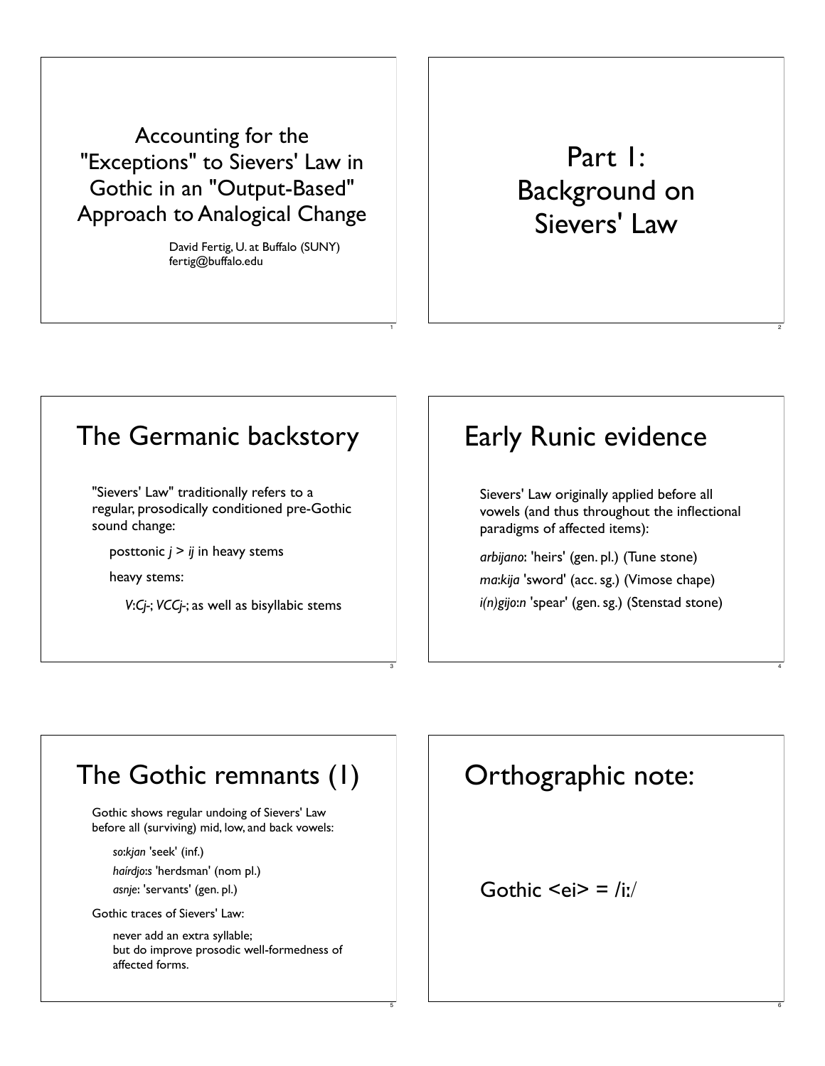# Accounting for the "Exceptions" to Sievers' Law in Gothic in an "Output-Based" Approach to Analogical Change

David Fertig, U. at Buffalo (SUNY)
fertig@buffalo.edu

# Part 1: Background on Sievers' Law

## The Germanic backstory

"Sievers' Law" traditionally refers to a regular, prosodically conditioned pre-Gothic sound change:

- posttonic *j* > *ij* in heavy stems
- heavy stems:
  - *V:Cj-*; *VCCj-*; as well as bisyllabic stems

## Early Runic evidence

Sievers' Law originally applied before all vowels (and thus throughout the inflectional paradigms of affected items):

*arbijano*: 'heirs' (gen. pl.) (Tune stone)

*ma:kija* 'sword' (acc. sg.) (Vimose chape)

*i(n)gijo:n* 'spear' (gen. sg.) (Stenstad stone)

## The Gothic remnants (1)

Gothic shows regular undoing of Sievers' Law before all (surviving) mid, low, and back vowels:

- *so:kjan* 'seek' (inf.)
- *haírdjo:s* 'herdsman' (nom pl.)
- *asnje*: 'servants' (gen. pl.)

Gothic traces of Sievers' Law:

- never add an extra syllable;
  but do improve prosodic well-formedness of affected forms.

## Orthographic note:

Gothic <ei> = /i:/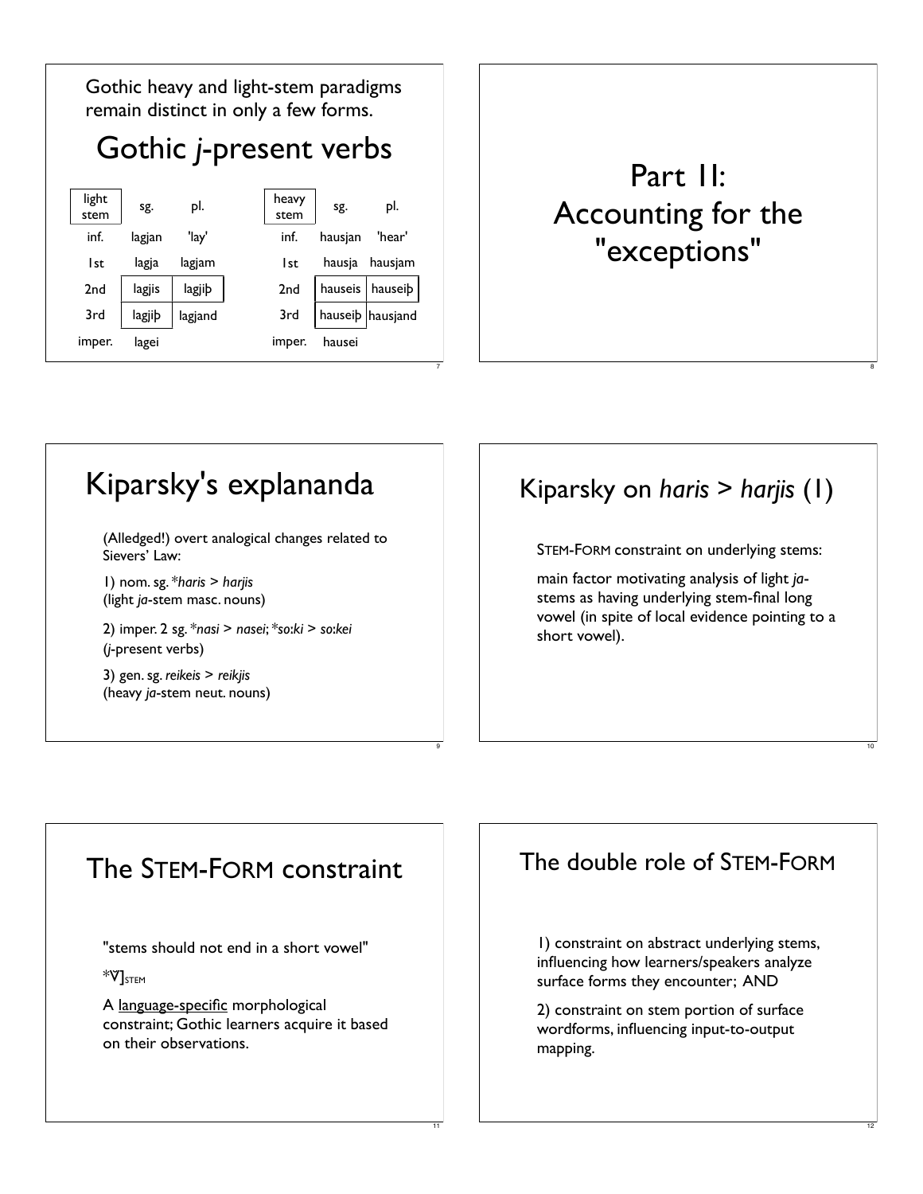Gothic heavy and light-stem paradigms remain distinct in only a few forms.

## Gothic *j*-present verbs

| light stem | sg. | pl. |
|---|---|---|
| inf. | lagjan | 'lay' |
| 1st | lagja | lagjam |
| 2nd | lagjis | lagjiþ |
| 3rd | lagjiþ | lagjand |
| imper. | lagei | |

| heavy stem | sg. | pl. |
|---|---|---|
| inf. | hausjan | 'hear' |
| 1st | hausja | hausjam |
| 2nd | hauseis | hauseiþ |
| 3rd | hauseiþ | hausjand |
| imper. | hausei | |

# Part II: Accounting for the "exceptions"

## Kiparsky's explananda

(Alledged!) overt analogical changes related to Sievers' Law:

1) nom. sg. *\*haris* > *harjis* (light *ja*-stem masc. nouns)

2) imper. 2 sg. *\*nasi* > *nasei*; *\*so:ki* > *so:kei* (*j*-present verbs)

3) gen. sg. *reikeis* > *reikjis* (heavy *ja*-stem neut. nouns)

## Kiparsky on *haris* > *harjis* (1)

STEM-FORM constraint on underlying stems:

main factor motivating analysis of light *ja*-stems as having underlying stem-final long vowel (in spite of local evidence pointing to a short vowel).

## The STEM-FORM constraint

"stems should not end in a short vowel"

$*\breve{V}]_{STEM}$

A <u>language-specific</u> morphological constraint; Gothic learners acquire it based on their observations.

## The double role of STEM-FORM

1) constraint on abstract underlying stems, influencing how learners/speakers analyze surface forms they encounter; AND

2) constraint on stem portion of surface wordforms, influencing input-to-output mapping.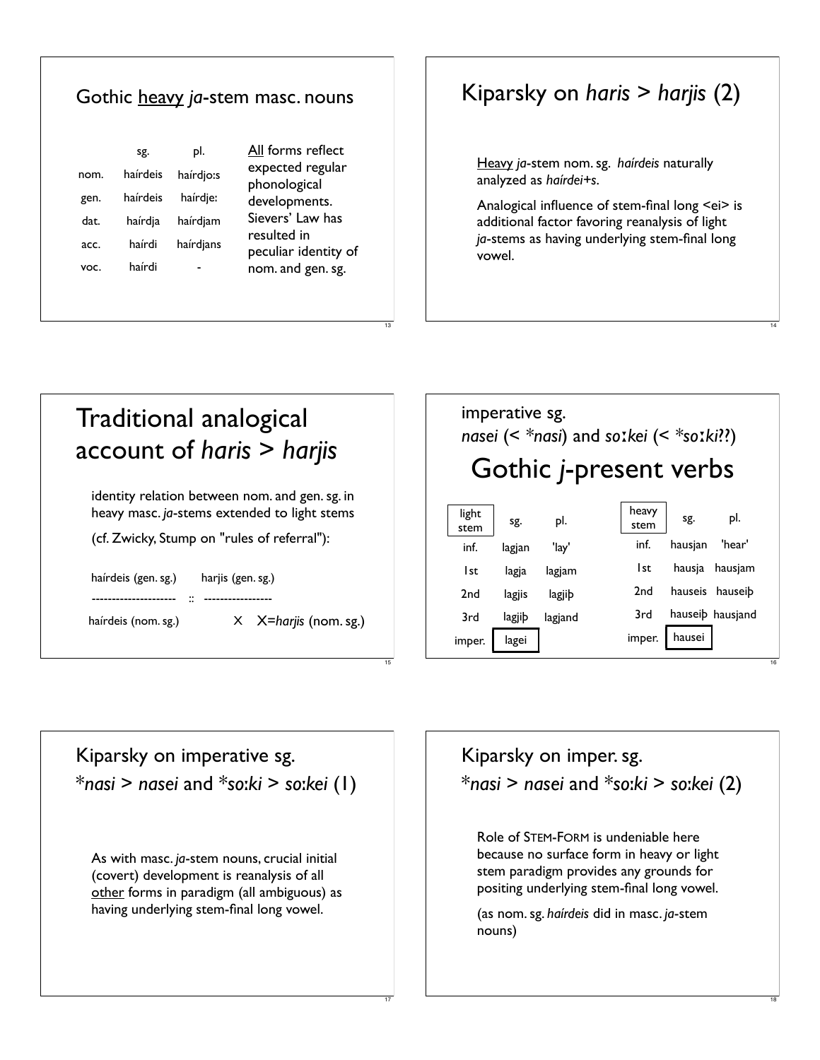## Gothic heavy *ja*-stem masc. nouns

| | sg. | pl. |
|---|---|---|
| nom. | haírdeis | haírdjo:s |
| gen. | haírdeis | haírdje: |
| dat. | haírdja | haírdjam |
| acc. | haírdi | haírdjans |
| voc. | haírdi | - |

All forms reflect expected regular phonological developments. Sievers' Law has resulted in peculiar identity of nom. and gen. sg.

## Kiparsky on *haris* > *harjis* (2)

Heavy *ja*-stem nom. sg. *haírdeis* naturally analyzed as *haírdei+s*.

Analogical influence of stem-final long <ei> is additional factor favoring reanalysis of light *ja*-stems as having underlying stem-final long vowel.

## Traditional analogical account of *haris* > *harjis*

identity relation between nom. and gen. sg. in heavy masc. *ja*-stems extended to light stems

(cf. Zwicky, Stump on "rules of referral"):

```
haírdeis (gen. sg.)        harjis (gen. sg.)
---------------------  ::  -----------------
haírdeis (nom. sg.)              X     X=harjis (nom. sg.)
```

## imperative sg. *nasei* (< *\*nasi*) and *so:kei* (< *\*so:ki*??)

## Gothic *j*-present verbs

| light stem | sg. | pl. |
|---|---|---|
| inf. | lagjan | 'lay' |
| 1st | lagja | lagjam |
| 2nd | lagjis | lagjiþ |
| 3rd | lagjiþ | lagjand |
| imper. | lagei | |

| heavy stem | sg. | pl. |
|---|---|---|
| inf. | hausjan | 'hear' |
| 1st | hausja | hausjam |
| 2nd | hauseis | hauseiþ |
| 3rd | hauseiþ | hausjand |
| imper. | hausei | |

## Kiparsky on imperative sg. *\*nasi* > *nasei* and *\*so:ki* > *so:kei* (1)

As with masc. *ja*-stem nouns, crucial initial (covert) development is reanalysis of all other forms in paradigm (all ambiguous) as having underlying stem-final long vowel.

## Kiparsky on imper. sg. *\*nasi* > *nasei* and *\*so:ki* > *so:kei* (2)

Role of STEM-FORM is undeniable here because no surface form in heavy or light stem paradigm provides any grounds for positing underlying stem-final long vowel.

(as nom. sg. *haírdeis* did in masc. *ja*-stem nouns)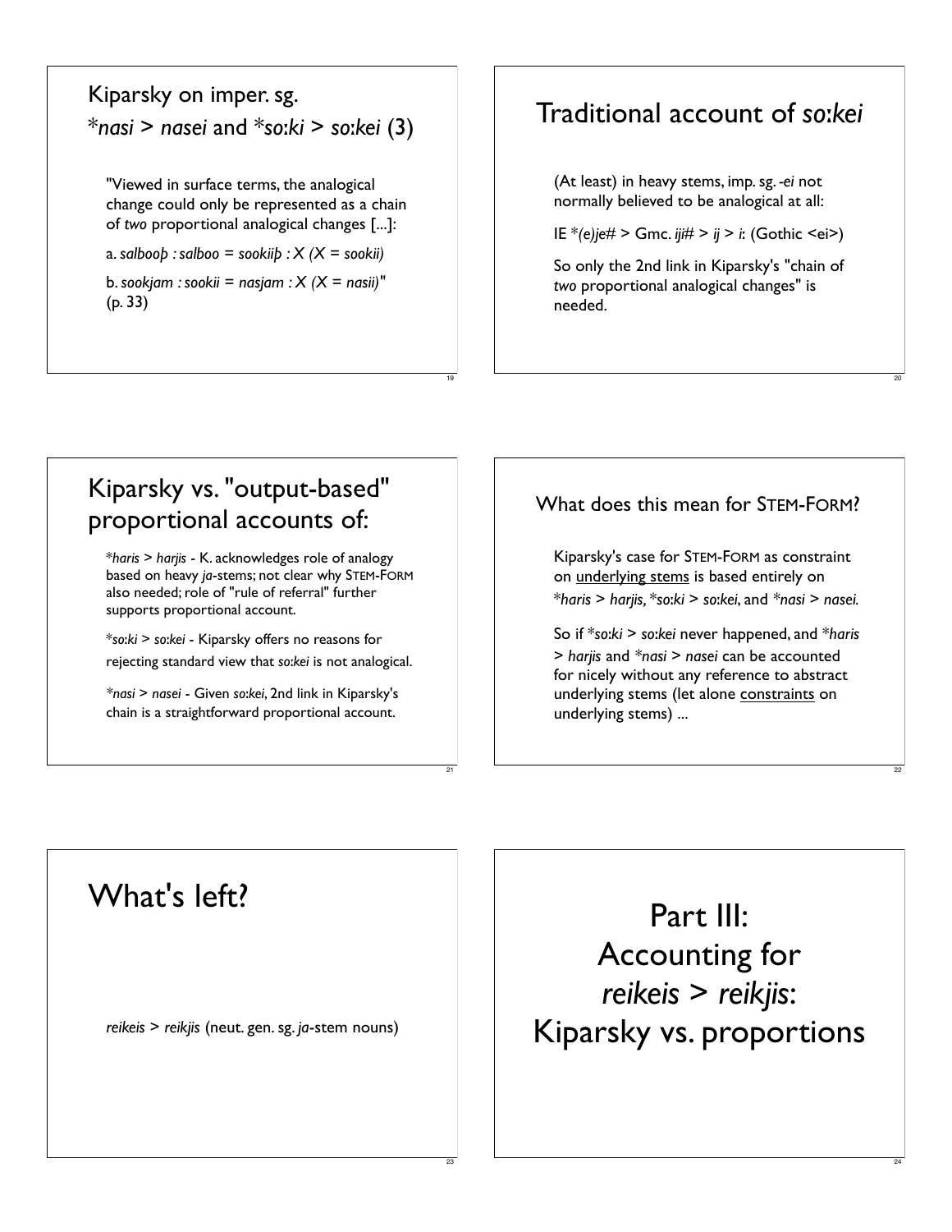## Kiparsky on imper. sg. *nasi* > *nasei* and *so:ki* > *so:kei* (3)

"Viewed in surface terms, the analogical change could only be represented as a chain of *two* proportional analogical changes [...]:

a. *salbooþ : salboo = sookiiþ : X (X = sookii)*

b. *sookjam : sookii = nasjam : X (X = nasii)*" (p. 33)

## Traditional account of *so:kei*

(At least) in heavy stems, imp. sg. *-ei* not normally believed to be analogical at all:

IE *(e)je# > Gmc. *iji#* > *ij* > *i:* (Gothic <ei>)

So only the 2nd link in Kiparsky's "chain of *two* proportional analogical changes" is needed.

## Kiparsky vs. "output-based" proportional accounts of:

*haris* > *harjis* - K. acknowledges role of analogy based on heavy *ja*-stems; not clear why STEM-FORM also needed; role of "rule of referral" further supports proportional account.

*so:ki* > *so:kei* - Kiparsky offers no reasons for rejecting standard view that *so:kei* is not analogical.

*nasi* > *nasei* - Given *so:kei*, 2nd link in Kiparsky's chain is a straightforward proportional account.

## What does this mean for STEM-FORM?

Kiparsky's case for STEM-FORM as constraint on underlying stems is based entirely on *haris* > *harjis*, *so:ki* > *so:kei*, and *nasi* > *nasei*.

So if *so:ki* > *so:kei* never happened, and *haris* > *harjis* and *nasi* > *nasei* can be accounted for nicely without any reference to abstract underlying stems (let alone constraints on underlying stems) ...

## What's left?

*reikeis* > *reikjis* (neut. gen. sg. *ja*-stem nouns)

# Part III: Accounting for *reikeis* > *reikjis*: Kiparsky vs. proportions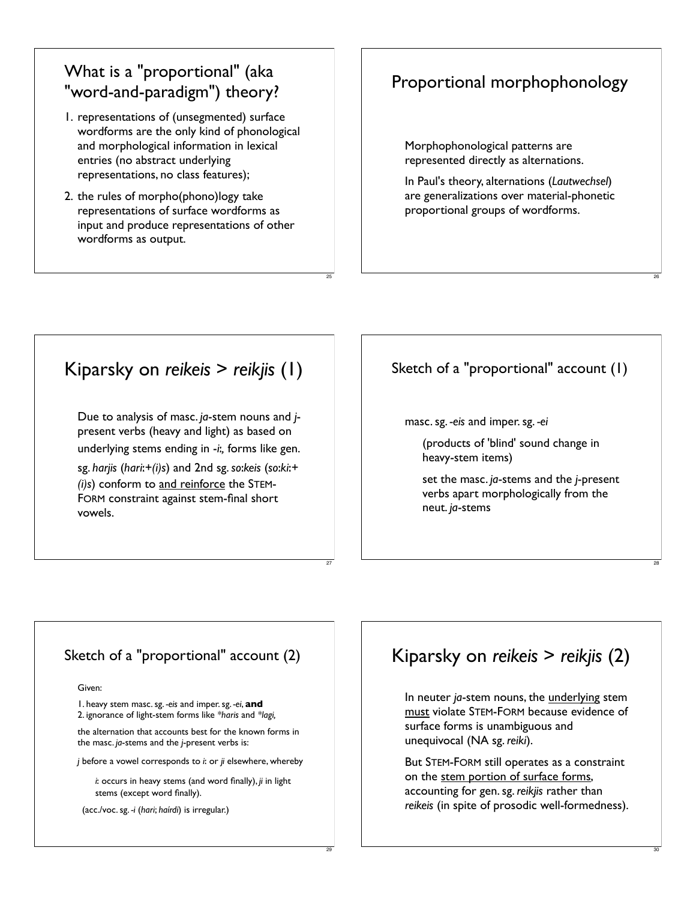## What is a "proportional" (aka "word-and-paradigm") theory?

1. representations of (unsegmented) surface wordforms are the only kind of phonological and morphological information in lexical entries (no abstract underlying representations, no class features);
2. the rules of morpho(phono)logy take representations of surface wordforms as input and produce representations of other wordforms as output.

## Proportional morphophonology

Morphophonological patterns are represented directly as alternations.

In Paul's theory, alternations (*Lautwechsel*) are generalizations over material-phonetic proportional groups of wordforms.

## Kiparsky on *reikeis* > *reikjis* (1)

Due to analysis of masc. *ja*-stem nouns and *j*-present verbs (heavy and light) as based on underlying stems ending in *-i:,* forms like gen. sg. *harjis* (*hari:+(i)s*) and 2nd sg. *so:keis* (*so:ki:+(i)s*) conform to <u>and reinforce</u> the STEM-FORM constraint against stem-final short vowels.

## Sketch of a "proportional" account (1)

masc. sg. *-eis* and imper. sg. *-ei*

(products of 'blind' sound change in heavy-stem items)

set the masc. *ja*-stems and the *j*-present verbs apart morphologically from the neut. *ja*-stems

## Sketch of a "proportional" account (2)

Given:

1. heavy stem masc. sg. *-eis* and imper. sg. *-ei*, **and**
2. ignorance of light-stem forms like *\*haris* and *\*lagi,*

the alternation that accounts best for the known forms in the masc. *ja*-stems and the *j*-present verbs is:

*j* before a vowel corresponds to *i:* or *ji* elsewhere, whereby

*i:* occurs in heavy stems (and word finally), *ji* in light stems (except word finally).

(acc./voc. sg. *-i* (*hari*; *haírdi*) is irregular.)

## Kiparsky on *reikeis* > *reikjis* (2)

In neuter *ja*-stem nouns, the <u>underlying</u> stem <u>must</u> violate STEM-FORM because evidence of surface forms is unambiguous and unequivocal (NA sg. *reiki*).

But STEM-FORM still operates as a constraint on the <u>stem portion of surface forms</u>, accounting for gen. sg. *reikjis* rather than *reikeis* (in spite of prosodic well-formedness).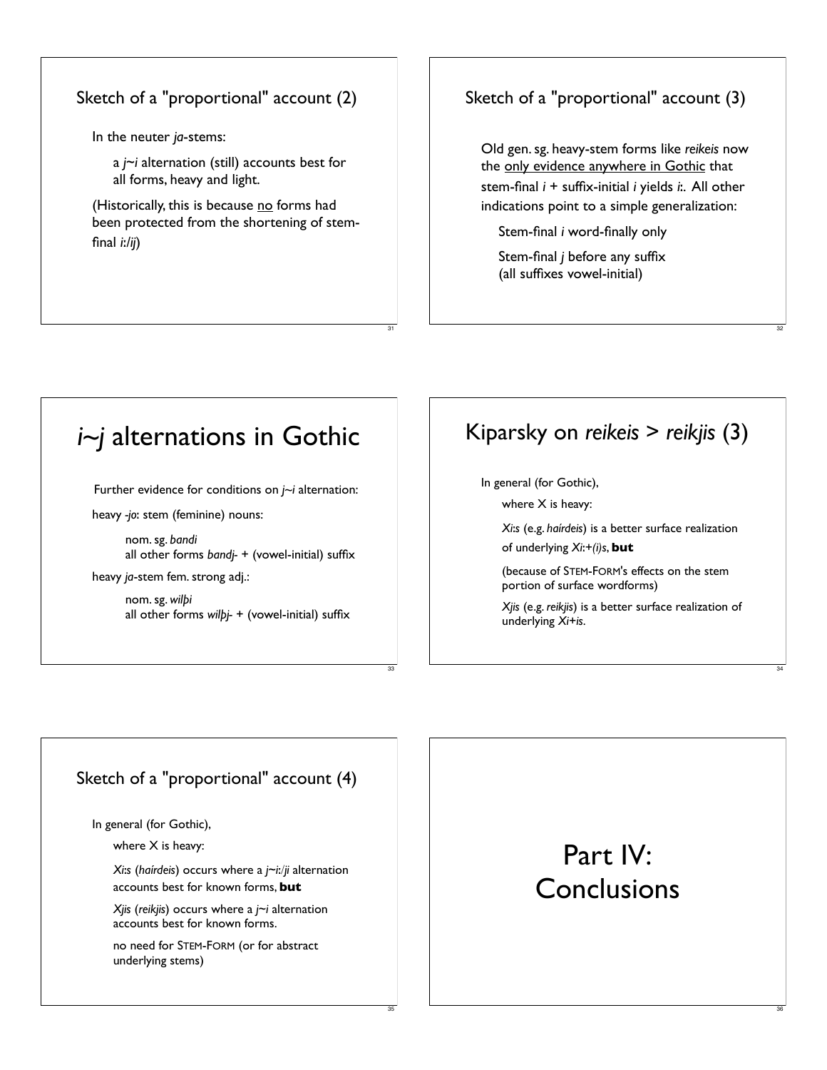## Sketch of a "proportional" account (2)

In the neuter *ja*-stems:

a *j~i* alternation (still) accounts best for all forms, heavy and light.

(Historically, this is because no forms had been protected from the shortening of stem-final *i:/ij*)

## Sketch of a "proportional" account (3)

Old gen. sg. heavy-stem forms like *reikeis* now the only evidence anywhere in Gothic that stem-final *i* + suffix-initial *i* yields *i:*. All other indications point to a simple generalization:

Stem-final *i* word-finally only

Stem-final *j* before any suffix (all suffixes vowel-initial)

# *i~j* alternations in Gothic

Further evidence for conditions on *j~i* alternation:

heavy *-jo:* stem (feminine) nouns:

nom. sg. *bandi*
all other forms *bandj-* + (vowel-initial) suffix

heavy *ja*-stem fem. strong adj.:

nom. sg. *wilþi*
all other forms *wilþj-* + (vowel-initial) suffix

# Kiparsky on *reikeis* > *reikjis* (3)

In general (for Gothic),

where X is heavy:

*Xi:s* (e.g. *haírdeis*) is a better surface realization of underlying *Xi:+(i)s*, **but**

(because of STEM-FORM's effects on the stem portion of surface wordforms)

*Xjis* (e.g. *reikjis*) is a better surface realization of underlying *Xi+is*.

## Sketch of a "proportional" account (4)

In general (for Gothic),

where X is heavy:

*Xi:s* (*haírdeis*) occurs where a *j~i:/ji* alternation accounts best for known forms, **but**

*Xjis* (*reikjis*) occurs where a *j~i* alternation accounts best for known forms.

no need for STEM-FORM (or for abstract underlying stems)

# Part IV: Conclusions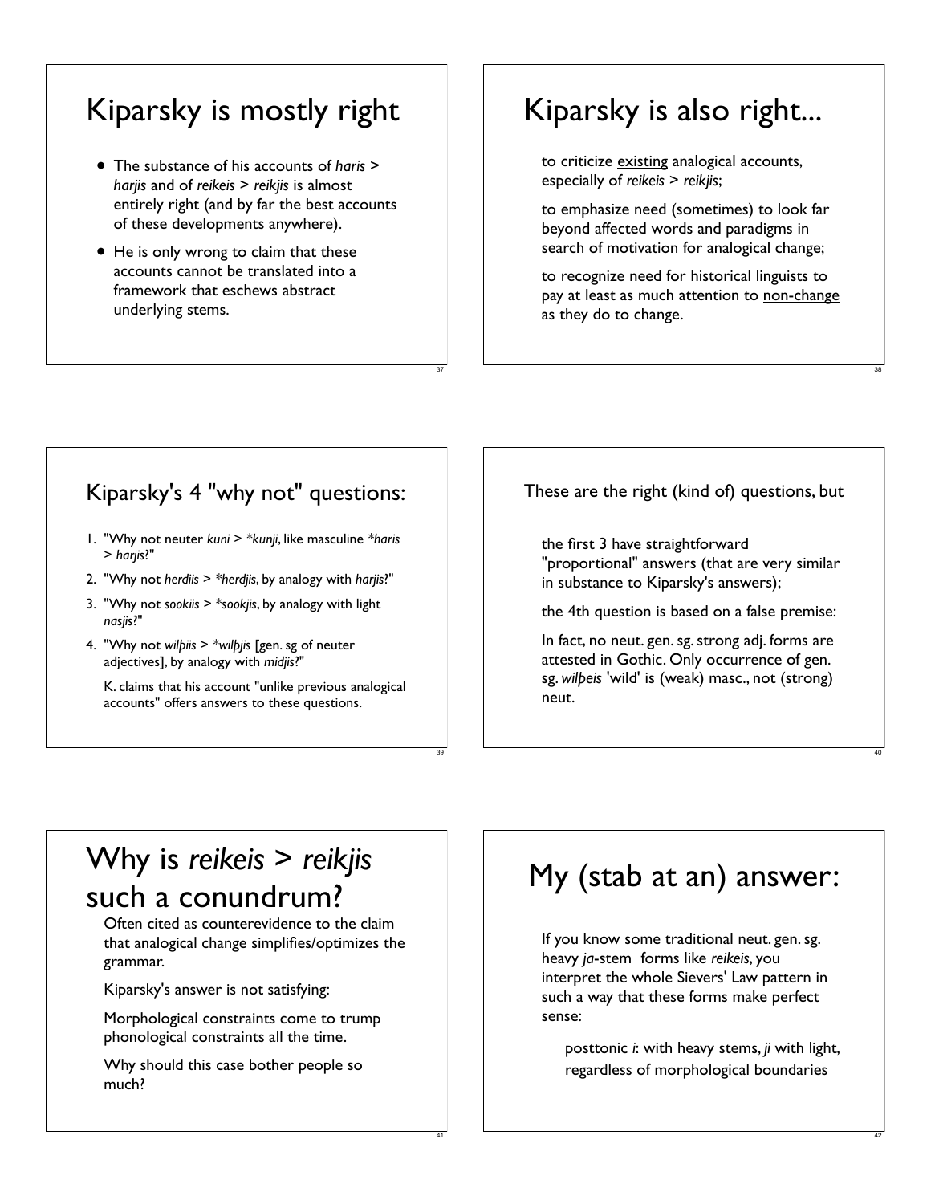# Kiparsky is mostly right

- The substance of his accounts of *haris* > *harjis* and of *reikeis* > *reikjis* is almost entirely right (and by far the best accounts of these developments anywhere).
- He is only wrong to claim that these accounts cannot be translated into a framework that eschews abstract underlying stems.

# Kiparsky is also right...

to criticize existing analogical accounts, especially of *reikeis* > *reikjis*;

to emphasize need (sometimes) to look far beyond affected words and paradigms in search of motivation for analogical change;

to recognize need for historical linguists to pay at least as much attention to non-change as they do to change.

## Kiparsky's 4 "why not" questions:

1. "Why not neuter *kuni* > *\*kunji*, like masculine *\*haris* > *harjis*?"
2. "Why not *herdiis* > *\*herdjis*, by analogy with *harjis*?"
3. "Why not *sookiis* > *\*sookjis*, by analogy with light *nasjis*?"
4. "Why not *wilþiis* > *\*wilþjis* [gen. sg of neuter adjectives], by analogy with *midjis*?"

   K. claims that his account "unlike previous analogical accounts" offers answers to these questions.

These are the right (kind of) questions, but

the first 3 have straightforward "proportional" answers (that are very similar in substance to Kiparsky's answers);

the 4th question is based on a false premise:

In fact, no neut. gen. sg. strong adj. forms are attested in Gothic. Only occurrence of gen. sg. *wilþeis* 'wild' is (weak) masc., not (strong) neut.

# Why is *reikeis* > *reikjis* such a conundrum?

Often cited as counterevidence to the claim that analogical change simplifies/optimizes the grammar.

Kiparsky's answer is not satisfying:

Morphological constraints come to trump phonological constraints all the time.

Why should this case bother people so much?

# My (stab at an) answer:

If you know some traditional neut. gen. sg. heavy *ja*-stem forms like *reikeis*, you interpret the whole Sievers' Law pattern in such a way that these forms make perfect sense:

> posttonic *i*: with heavy stems, *ji* with light, regardless of morphological boundaries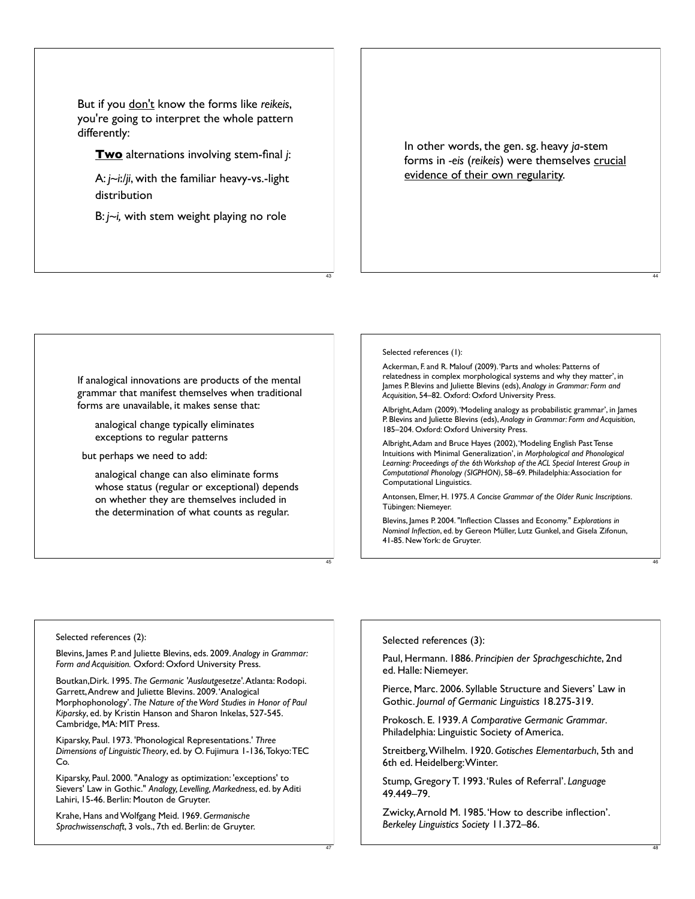But if you don't know the forms like *reikeis*, you're going to interpret the whole pattern differently:

**Two** alternations involving stem-final *j*:

A: *j~i:/ji*, with the familiar heavy-vs.-light distribution

B: *j~i,* with stem weight playing no role

In other words, the gen. sg. heavy *ja*-stem forms in *-eis* (*reikeis*) were themselves crucial evidence of their own regularity.

If analogical innovations are products of the mental grammar that manifest themselves when traditional forms are unavailable, it makes sense that:

analogical change typically eliminates exceptions to regular patterns

but perhaps we need to add:

analogical change can also eliminate forms whose status (regular or exceptional) depends on whether they are themselves included in the determination of what counts as regular.

Selected references (1):

Ackerman, F. and R. Malouf (2009). 'Parts and wholes: Patterns of relatedness in complex morphological systems and why they matter', in James P. Blevins and Juliette Blevins (eds), *Analogy in Grammar: Form and Acquisition*, 54–82. Oxford: Oxford University Press.

Albright, Adam (2009). 'Modeling analogy as probabilistic grammar', in James P. Blevins and Juliette Blevins (eds), *Analogy in Grammar: Form and Acquisition*, 185–204. Oxford: Oxford University Press.

Albright, Adam and Bruce Hayes (2002), 'Modeling English Past Tense Intuitions with Minimal Generalization', in *Morphological and Phonological Learning: Proceedings of the 6th Workshop of the ACL Special Interest Group in Computational Phonology (SIGPHON)*, 58–69. Philadelphia: Association for Computational Linguistics.

Antonsen, Elmer, H. 1975. *A Concise Grammar of the Older Runic Inscriptions*. Tübingen: Niemeyer.

Blevins, James P. 2004. "Inflection Classes and Economy." *Explorations in Nominal Inflection*, ed. by Gereon Müller, Lutz Gunkel, and Gisela Zifonun, 41-85. New York: de Gruyter.

Selected references (2):

Blevins, James P. and Juliette Blevins, eds. 2009. *Analogy in Grammar: Form and Acquisition.* Oxford: Oxford University Press.

Boutkan, Dirk. 1995. *The Germanic 'Auslautgesetze'*. Atlanta: Rodopi.

Garrett, Andrew and Juliette Blevins. 2009. 'Analogical Morphophonology'. *The Nature of the Word Studies in Honor of Paul Kiparsky*, ed. by Kristin Hanson and Sharon Inkelas, 527-545. Cambridge, MA: MIT Press.

Kiparsky, Paul. 1973. 'Phonological Representations.' *Three Dimensions of Linguistic Theory*, ed. by O. Fujimura 1-136, Tokyo: TEC Co.

Kiparsky, Paul. 2000. "Analogy as optimization: 'exceptions' to Sievers' Law in Gothic." *Analogy, Levelling, Markedness*, ed. by Aditi Lahiri, 15-46. Berlin: Mouton de Gruyter.

Krahe, Hans and Wolfgang Meid. 1969. *Germanische Sprachwissenschaft*, 3 vols., 7th ed. Berlin: de Gruyter.

Selected references (3):

Paul, Hermann. 1886. *Principien der Sprachgeschichte*, 2nd ed. Halle: Niemeyer.

Pierce, Marc. 2006. Syllable Structure and Sievers' Law in Gothic. *Journal of Germanic Linguistics* 18.275-319.

Prokosch. E. 1939. *A Comparative Germanic Grammar*. Philadelphia: Linguistic Society of America.

Streitberg, Wilhelm. 1920. *Gotisches Elementarbuch*, 5th and 6th ed. Heidelberg: Winter.

Stump, Gregory T. 1993. 'Rules of Referral'. *Language* 49.449–79.

Zwicky, Arnold M. 1985. 'How to describe inflection'. *Berkeley Linguistics Society* 11.372–86.